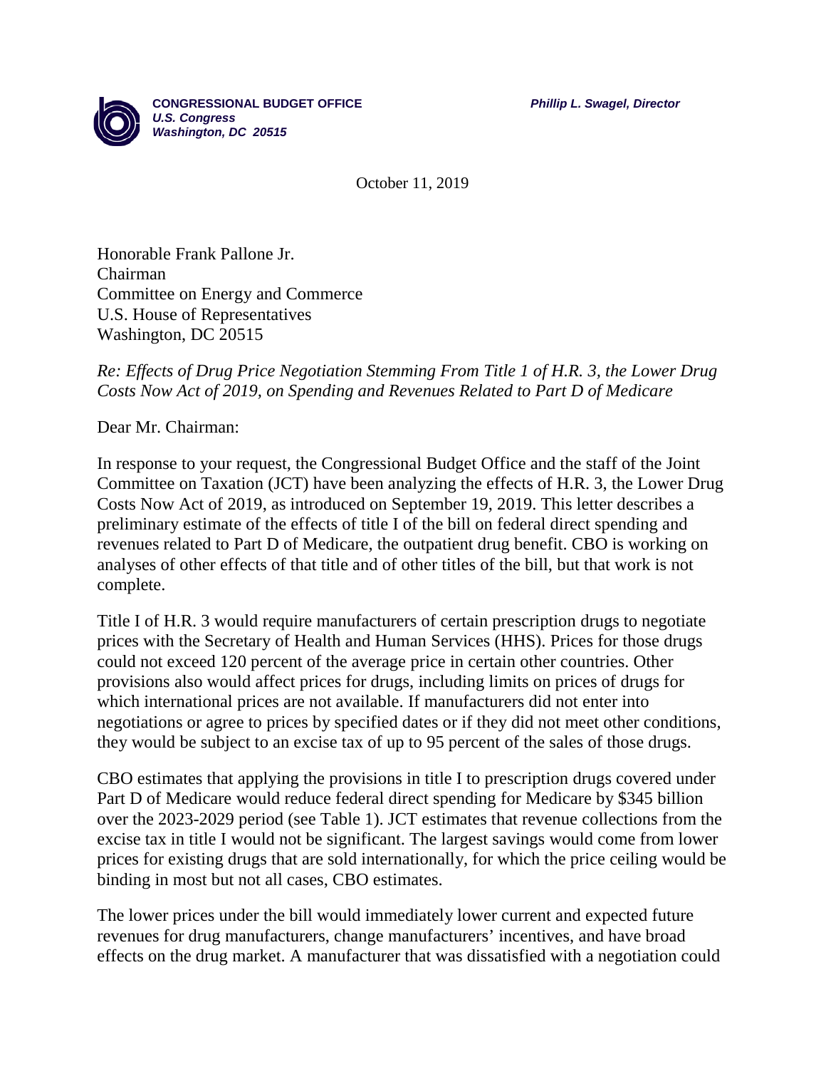**CONGRESSIONAL BUDGET OFFICE**
*U.S. Congress*
*Washington, DC 20515*

***Phillip L. Swagel, Director***

October 11, 2019

Honorable Frank Pallone Jr.
Chairman
Committee on Energy and Commerce
U.S. House of Representatives
Washington, DC 20515

*Re: Effects of Drug Price Negotiation Stemming From Title 1 of H.R. 3, the Lower Drug Costs Now Act of 2019, on Spending and Revenues Related to Part D of Medicare*

Dear Mr. Chairman:

In response to your request, the Congressional Budget Office and the staff of the Joint Committee on Taxation (JCT) have been analyzing the effects of H.R. 3, the Lower Drug Costs Now Act of 2019, as introduced on September 19, 2019. This letter describes a preliminary estimate of the effects of title I of the bill on federal direct spending and revenues related to Part D of Medicare, the outpatient drug benefit. CBO is working on analyses of other effects of that title and of other titles of the bill, but that work is not complete.

Title I of H.R. 3 would require manufacturers of certain prescription drugs to negotiate prices with the Secretary of Health and Human Services (HHS). Prices for those drugs could not exceed 120 percent of the average price in certain other countries. Other provisions also would affect prices for drugs, including limits on prices of drugs for which international prices are not available. If manufacturers did not enter into negotiations or agree to prices by specified dates or if they did not meet other conditions, they would be subject to an excise tax of up to 95 percent of the sales of those drugs.

CBO estimates that applying the provisions in title I to prescription drugs covered under Part D of Medicare would reduce federal direct spending for Medicare by $345 billion over the 2023-2029 period (see Table 1). JCT estimates that revenue collections from the excise tax in title I would not be significant. The largest savings would come from lower prices for existing drugs that are sold internationally, for which the price ceiling would be binding in most but not all cases, CBO estimates.

The lower prices under the bill would immediately lower current and expected future revenues for drug manufacturers, change manufacturers' incentives, and have broad effects on the drug market. A manufacturer that was dissatisfied with a negotiation could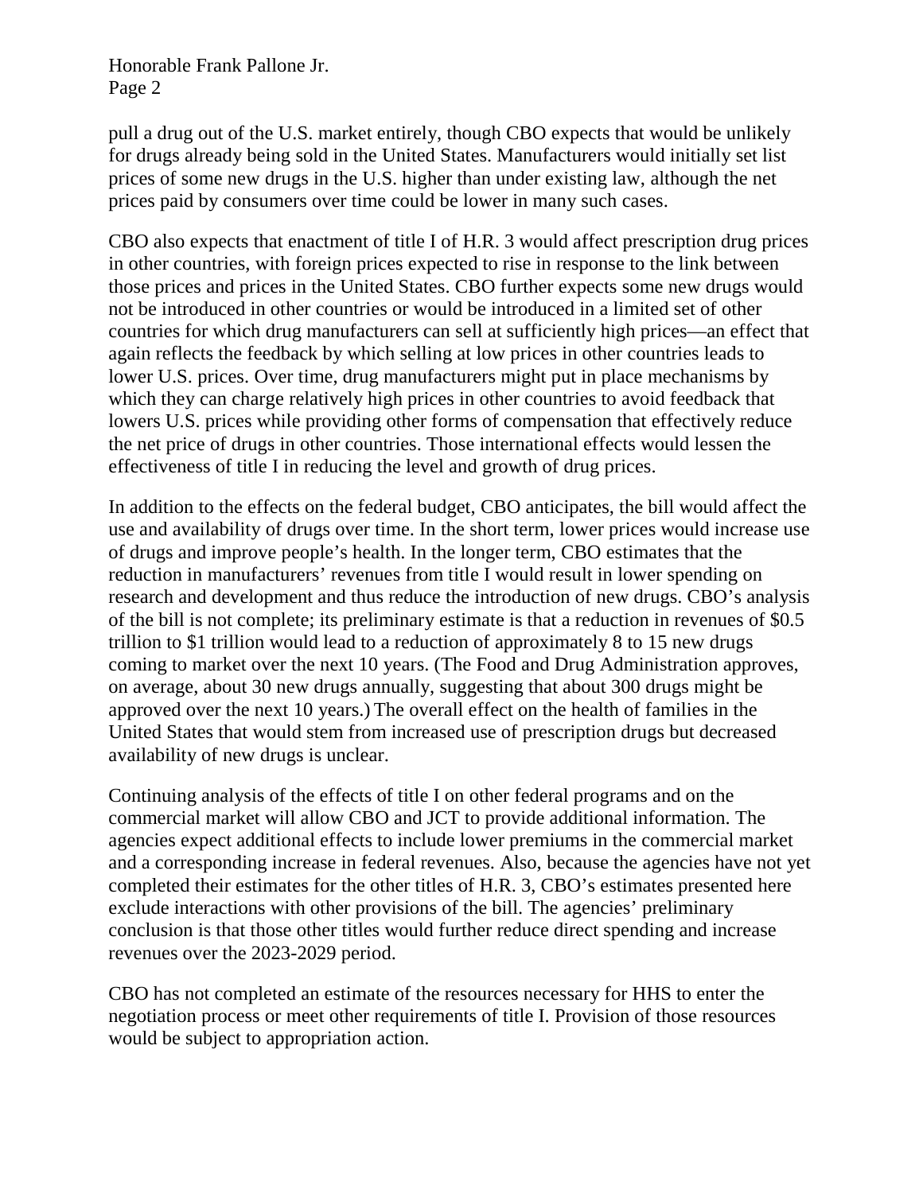pull a drug out of the U.S. market entirely, though CBO expects that would be unlikely for drugs already being sold in the United States. Manufacturers would initially set list prices of some new drugs in the U.S. higher than under existing law, although the net prices paid by consumers over time could be lower in many such cases.

CBO also expects that enactment of title I of H.R. 3 would affect prescription drug prices in other countries, with foreign prices expected to rise in response to the link between those prices and prices in the United States. CBO further expects some new drugs would not be introduced in other countries or would be introduced in a limited set of other countries for which drug manufacturers can sell at sufficiently high prices—an effect that again reflects the feedback by which selling at low prices in other countries leads to lower U.S. prices. Over time, drug manufacturers might put in place mechanisms by which they can charge relatively high prices in other countries to avoid feedback that lowers U.S. prices while providing other forms of compensation that effectively reduce the net price of drugs in other countries. Those international effects would lessen the effectiveness of title I in reducing the level and growth of drug prices.

In addition to the effects on the federal budget, CBO anticipates, the bill would affect the use and availability of drugs over time. In the short term, lower prices would increase use of drugs and improve people's health. In the longer term, CBO estimates that the reduction in manufacturers' revenues from title I would result in lower spending on research and development and thus reduce the introduction of new drugs. CBO's analysis of the bill is not complete; its preliminary estimate is that a reduction in revenues of $0.5 trillion to $1 trillion would lead to a reduction of approximately 8 to 15 new drugs coming to market over the next 10 years. (The Food and Drug Administration approves, on average, about 30 new drugs annually, suggesting that about 300 drugs might be approved over the next 10 years.) The overall effect on the health of families in the United States that would stem from increased use of prescription drugs but decreased availability of new drugs is unclear.

Continuing analysis of the effects of title I on other federal programs and on the commercial market will allow CBO and JCT to provide additional information. The agencies expect additional effects to include lower premiums in the commercial market and a corresponding increase in federal revenues. Also, because the agencies have not yet completed their estimates for the other titles of H.R. 3, CBO's estimates presented here exclude interactions with other provisions of the bill. The agencies' preliminary conclusion is that those other titles would further reduce direct spending and increase revenues over the 2023-2029 period.

CBO has not completed an estimate of the resources necessary for HHS to enter the negotiation process or meet other requirements of title I. Provision of those resources would be subject to appropriation action.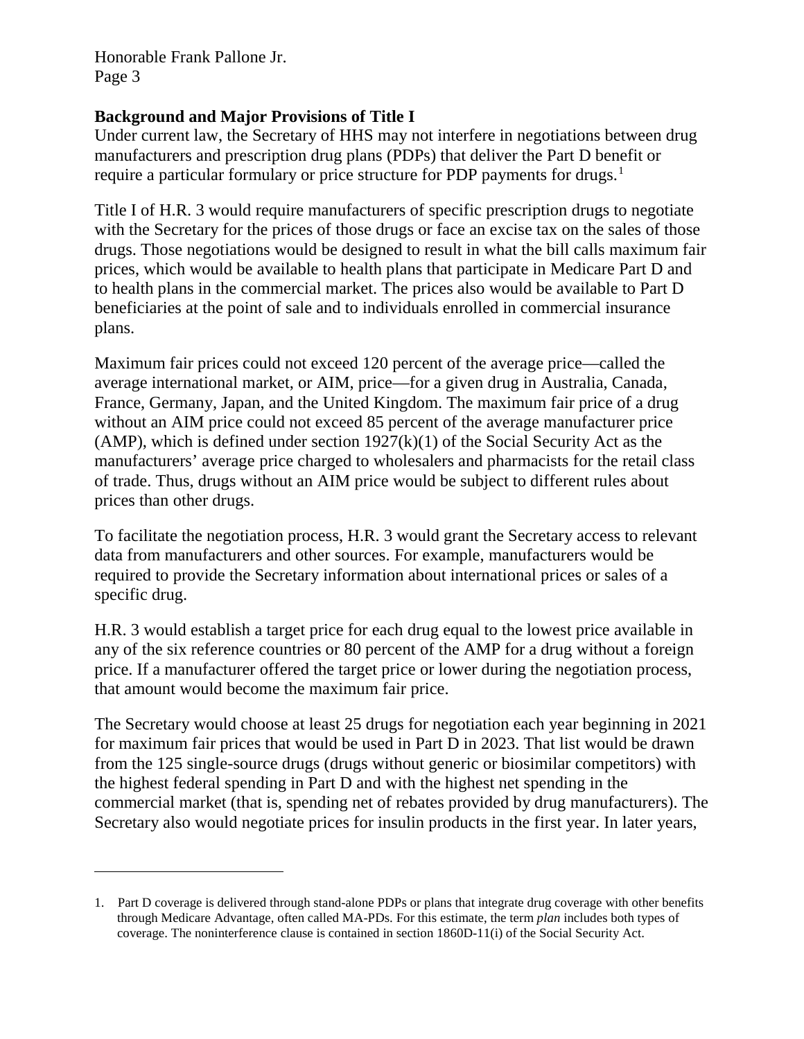## Background and Major Provisions of Title I

Under current law, the Secretary of HHS may not interfere in negotiations between drug manufacturers and prescription drug plans (PDPs) that deliver the Part D benefit or require a particular formulary or price structure for PDP payments for drugs.[1]

Title I of H.R. 3 would require manufacturers of specific prescription drugs to negotiate with the Secretary for the prices of those drugs or face an excise tax on the sales of those drugs. Those negotiations would be designed to result in what the bill calls maximum fair prices, which would be available to health plans that participate in Medicare Part D and to health plans in the commercial market. The prices also would be available to Part D beneficiaries at the point of sale and to individuals enrolled in commercial insurance plans.

Maximum fair prices could not exceed 120 percent of the average price—called the average international market, or AIM, price—for a given drug in Australia, Canada, France, Germany, Japan, and the United Kingdom. The maximum fair price of a drug without an AIM price could not exceed 85 percent of the average manufacturer price (AMP), which is defined under section 1927(k)(1) of the Social Security Act as the manufacturers' average price charged to wholesalers and pharmacists for the retail class of trade. Thus, drugs without an AIM price would be subject to different rules about prices than other drugs.

To facilitate the negotiation process, H.R. 3 would grant the Secretary access to relevant data from manufacturers and other sources. For example, manufacturers would be required to provide the Secretary information about international prices or sales of a specific drug.

H.R. 3 would establish a target price for each drug equal to the lowest price available in any of the six reference countries or 80 percent of the AMP for a drug without a foreign price. If a manufacturer offered the target price or lower during the negotiation process, that amount would become the maximum fair price.

The Secretary would choose at least 25 drugs for negotiation each year beginning in 2021 for maximum fair prices that would be used in Part D in 2023. That list would be drawn from the 125 single-source drugs (drugs without generic or biosimilar competitors) with the highest federal spending in Part D and with the highest net spending in the commercial market (that is, spending net of rebates provided by drug manufacturers). The Secretary also would negotiate prices for insulin products in the first year. In later years,

---

1. Part D coverage is delivered through stand-alone PDPs or plans that integrate drug coverage with other benefits through Medicare Advantage, often called MA-PDs. For this estimate, the term *plan* includes both types of coverage. The noninterference clause is contained in section 1860D-11(i) of the Social Security Act.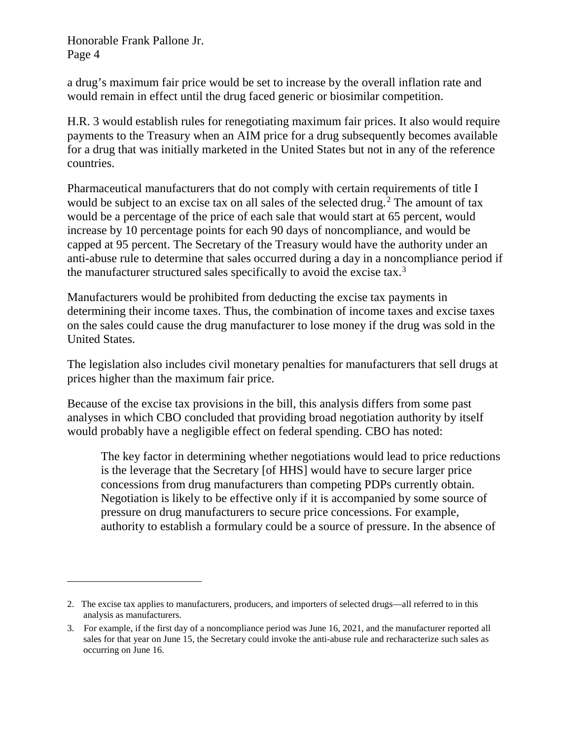a drug's maximum fair price would be set to increase by the overall inflation rate and would remain in effect until the drug faced generic or biosimilar competition.

H.R. 3 would establish rules for renegotiating maximum fair prices. It also would require payments to the Treasury when an AIM price for a drug subsequently becomes available for a drug that was initially marketed in the United States but not in any of the reference countries.

Pharmaceutical manufacturers that do not comply with certain requirements of title I would be subject to an excise tax on all sales of the selected drug.[2] The amount of tax would be a percentage of the price of each sale that would start at 65 percent, would increase by 10 percentage points for each 90 days of noncompliance, and would be capped at 95 percent. The Secretary of the Treasury would have the authority under an anti-abuse rule to determine that sales occurred during a day in a noncompliance period if the manufacturer structured sales specifically to avoid the excise tax.[3]

Manufacturers would be prohibited from deducting the excise tax payments in determining their income taxes. Thus, the combination of income taxes and excise taxes on the sales could cause the drug manufacturer to lose money if the drug was sold in the United States.

The legislation also includes civil monetary penalties for manufacturers that sell drugs at prices higher than the maximum fair price.

Because of the excise tax provisions in the bill, this analysis differs from some past analyses in which CBO concluded that providing broad negotiation authority by itself would probably have a negligible effect on federal spending. CBO has noted:

> The key factor in determining whether negotiations would lead to price reductions is the leverage that the Secretary [of HHS] would have to secure larger price concessions from drug manufacturers than competing PDPs currently obtain. Negotiation is likely to be effective only if it is accompanied by some source of pressure on drug manufacturers to secure price concessions. For example, authority to establish a formulary could be a source of pressure. In the absence of

---

2. The excise tax applies to manufacturers, producers, and importers of selected drugs—all referred to in this analysis as manufacturers.

3. For example, if the first day of a noncompliance period was June 16, 2021, and the manufacturer reported all sales for that year on June 15, the Secretary could invoke the anti-abuse rule and recharacterize such sales as occurring on June 16.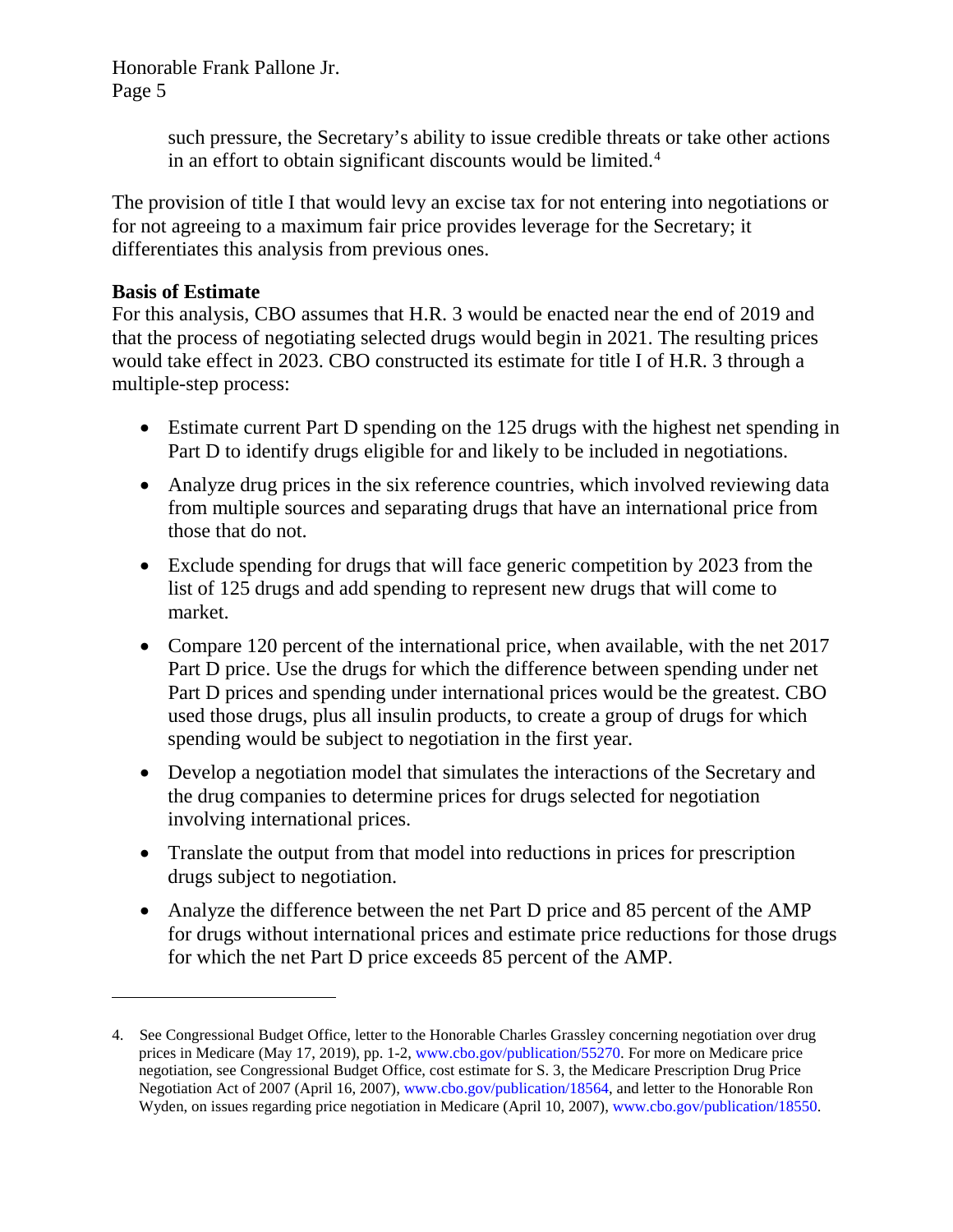such pressure, the Secretary's ability to issue credible threats or take other actions in an effort to obtain significant discounts would be limited.[4]

The provision of title I that would levy an excise tax for not entering into negotiations or for not agreeing to a maximum fair price provides leverage for the Secretary; it differentiates this analysis from previous ones.

**Basis of Estimate**

For this analysis, CBO assumes that H.R. 3 would be enacted near the end of 2019 and that the process of negotiating selected drugs would begin in 2021. The resulting prices would take effect in 2023. CBO constructed its estimate for title I of H.R. 3 through a multiple-step process:

- Estimate current Part D spending on the 125 drugs with the highest net spending in Part D to identify drugs eligible for and likely to be included in negotiations.
- Analyze drug prices in the six reference countries, which involved reviewing data from multiple sources and separating drugs that have an international price from those that do not.
- Exclude spending for drugs that will face generic competition by 2023 from the list of 125 drugs and add spending to represent new drugs that will come to market.
- Compare 120 percent of the international price, when available, with the net 2017 Part D price. Use the drugs for which the difference between spending under net Part D prices and spending under international prices would be the greatest. CBO used those drugs, plus all insulin products, to create a group of drugs for which spending would be subject to negotiation in the first year.
- Develop a negotiation model that simulates the interactions of the Secretary and the drug companies to determine prices for drugs selected for negotiation involving international prices.
- Translate the output from that model into reductions in prices for prescription drugs subject to negotiation.
- Analyze the difference between the net Part D price and 85 percent of the AMP for drugs without international prices and estimate price reductions for those drugs for which the net Part D price exceeds 85 percent of the AMP.

---

4. See Congressional Budget Office, letter to the Honorable Charles Grassley concerning negotiation over drug prices in Medicare (May 17, 2019), pp. 1-2, www.cbo.gov/publication/55270. For more on Medicare price negotiation, see Congressional Budget Office, cost estimate for S. 3, the Medicare Prescription Drug Price Negotiation Act of 2007 (April 16, 2007), www.cbo.gov/publication/18564, and letter to the Honorable Ron Wyden, on issues regarding price negotiation in Medicare (April 10, 2007), www.cbo.gov/publication/18550.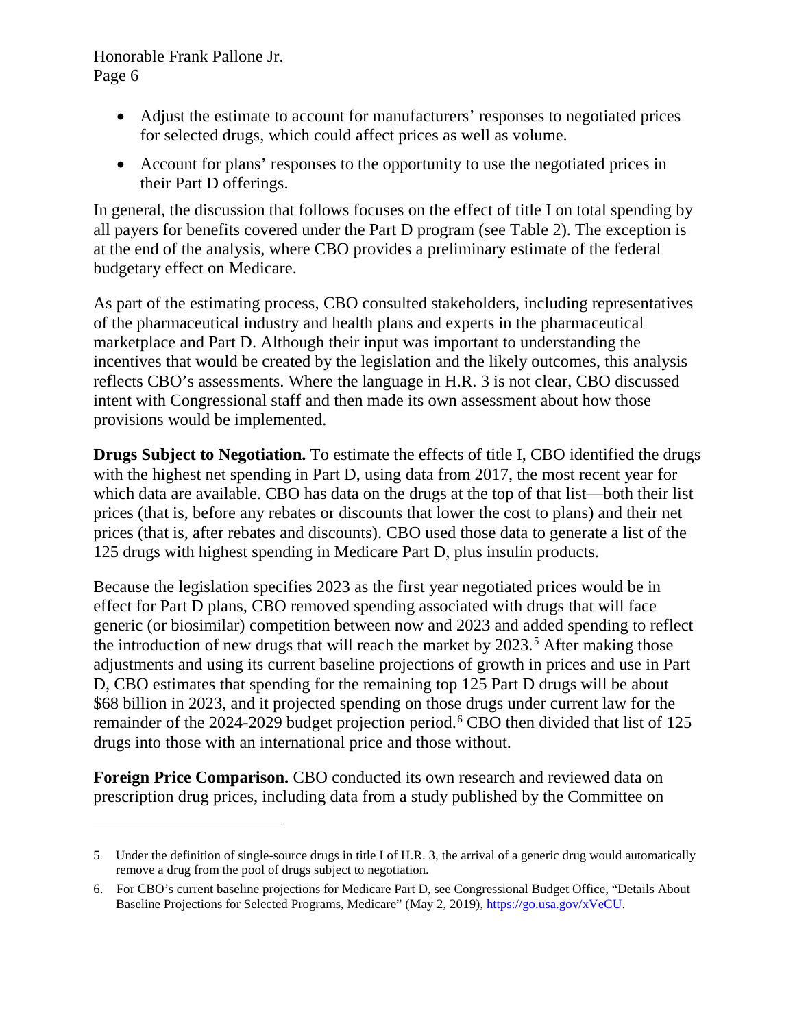- Adjust the estimate to account for manufacturers' responses to negotiated prices for selected drugs, which could affect prices as well as volume.
- Account for plans' responses to the opportunity to use the negotiated prices in their Part D offerings.

In general, the discussion that follows focuses on the effect of title I on total spending by all payers for benefits covered under the Part D program (see Table 2). The exception is at the end of the analysis, where CBO provides a preliminary estimate of the federal budgetary effect on Medicare.

As part of the estimating process, CBO consulted stakeholders, including representatives of the pharmaceutical industry and health plans and experts in the pharmaceutical marketplace and Part D. Although their input was important to understanding the incentives that would be created by the legislation and the likely outcomes, this analysis reflects CBO's assessments. Where the language in H.R. 3 is not clear, CBO discussed intent with Congressional staff and then made its own assessment about how those provisions would be implemented.

**Drugs Subject to Negotiation.** To estimate the effects of title I, CBO identified the drugs with the highest net spending in Part D, using data from 2017, the most recent year for which data are available. CBO has data on the drugs at the top of that list—both their list prices (that is, before any rebates or discounts that lower the cost to plans) and their net prices (that is, after rebates and discounts). CBO used those data to generate a list of the 125 drugs with highest spending in Medicare Part D, plus insulin products.

Because the legislation specifies 2023 as the first year negotiated prices would be in effect for Part D plans, CBO removed spending associated with drugs that will face generic (or biosimilar) competition between now and 2023 and added spending to reflect the introduction of new drugs that will reach the market by 2023.[5] After making those adjustments and using its current baseline projections of growth in prices and use in Part D, CBO estimates that spending for the remaining top 125 Part D drugs will be about $68 billion in 2023, and it projected spending on those drugs under current law for the remainder of the 2024-2029 budget projection period.[6] CBO then divided that list of 125 drugs into those with an international price and those without.

**Foreign Price Comparison.** CBO conducted its own research and reviewed data on prescription drug prices, including data from a study published by the Committee on

---

5. Under the definition of single-source drugs in title I of H.R. 3, the arrival of a generic drug would automatically remove a drug from the pool of drugs subject to negotiation.

6. For CBO's current baseline projections for Medicare Part D, see Congressional Budget Office, "Details About Baseline Projections for Selected Programs, Medicare" (May 2, 2019), https://go.usa.gov/xVeCU.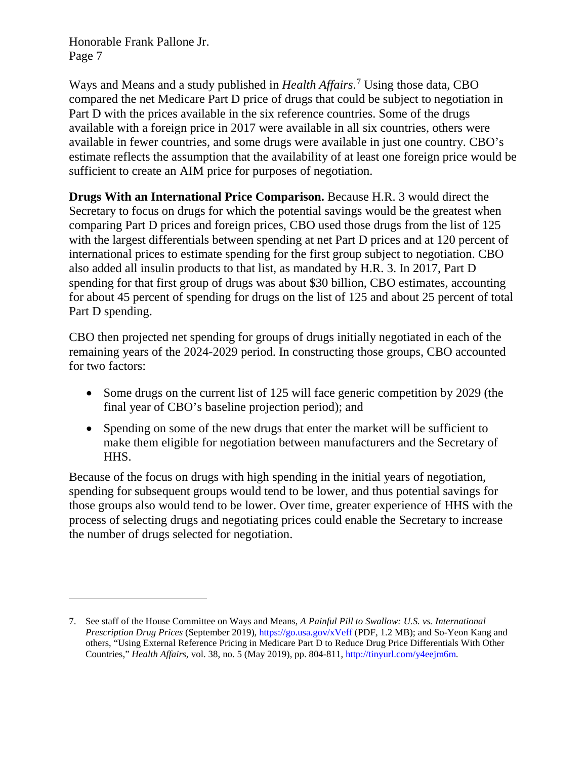Ways and Means and a study published in *Health Affairs*.[7] Using those data, CBO compared the net Medicare Part D price of drugs that could be subject to negotiation in Part D with the prices available in the six reference countries. Some of the drugs available with a foreign price in 2017 were available in all six countries, others were available in fewer countries, and some drugs were available in just one country. CBO's estimate reflects the assumption that the availability of at least one foreign price would be sufficient to create an AIM price for purposes of negotiation.

**Drugs With an International Price Comparison.** Because H.R. 3 would direct the Secretary to focus on drugs for which the potential savings would be the greatest when comparing Part D prices and foreign prices, CBO used those drugs from the list of 125 with the largest differentials between spending at net Part D prices and at 120 percent of international prices to estimate spending for the first group subject to negotiation. CBO also added all insulin products to that list, as mandated by H.R. 3. In 2017, Part D spending for that first group of drugs was about $30 billion, CBO estimates, accounting for about 45 percent of spending for drugs on the list of 125 and about 25 percent of total Part D spending.

CBO then projected net spending for groups of drugs initially negotiated in each of the remaining years of the 2024-2029 period. In constructing those groups, CBO accounted for two factors:

- Some drugs on the current list of 125 will face generic competition by 2029 (the final year of CBO's baseline projection period); and
- Spending on some of the new drugs that enter the market will be sufficient to make them eligible for negotiation between manufacturers and the Secretary of HHS.

Because of the focus on drugs with high spending in the initial years of negotiation, spending for subsequent groups would tend to be lower, and thus potential savings for those groups also would tend to be lower. Over time, greater experience of HHS with the process of selecting drugs and negotiating prices could enable the Secretary to increase the number of drugs selected for negotiation.

---

7. See staff of the House Committee on Ways and Means, *A Painful Pill to Swallow: U.S. vs. International Prescription Drug Prices* (September 2019), https://go.usa.gov/xVeff (PDF, 1.2 MB); and So-Yeon Kang and others, "Using External Reference Pricing in Medicare Part D to Reduce Drug Price Differentials With Other Countries," *Health Affairs,* vol. 38, no. 5 (May 2019), pp. 804-811, http://tinyurl.com/y4eejm6m.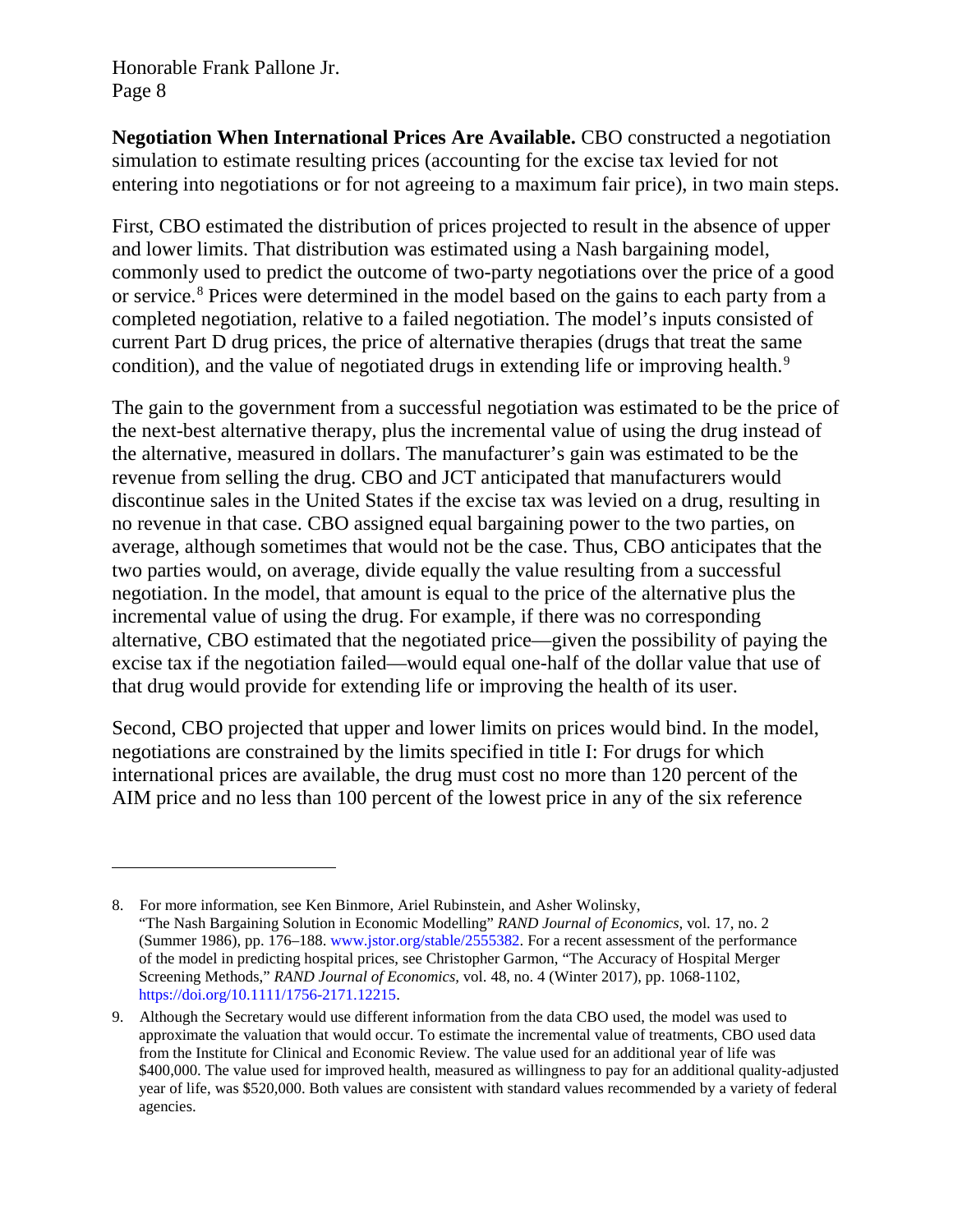**Negotiation When International Prices Are Available.** CBO constructed a negotiation simulation to estimate resulting prices (accounting for the excise tax levied for not entering into negotiations or for not agreeing to a maximum fair price), in two main steps.

First, CBO estimated the distribution of prices projected to result in the absence of upper and lower limits. That distribution was estimated using a Nash bargaining model, commonly used to predict the outcome of two-party negotiations over the price of a good or service.[8] Prices were determined in the model based on the gains to each party from a completed negotiation, relative to a failed negotiation. The model's inputs consisted of current Part D drug prices, the price of alternative therapies (drugs that treat the same condition), and the value of negotiated drugs in extending life or improving health.[9]

The gain to the government from a successful negotiation was estimated to be the price of the next-best alternative therapy, plus the incremental value of using the drug instead of the alternative, measured in dollars. The manufacturer's gain was estimated to be the revenue from selling the drug. CBO and JCT anticipated that manufacturers would discontinue sales in the United States if the excise tax was levied on a drug, resulting in no revenue in that case. CBO assigned equal bargaining power to the two parties, on average, although sometimes that would not be the case. Thus, CBO anticipates that the two parties would, on average, divide equally the value resulting from a successful negotiation. In the model, that amount is equal to the price of the alternative plus the incremental value of using the drug. For example, if there was no corresponding alternative, CBO estimated that the negotiated price—given the possibility of paying the excise tax if the negotiation failed—would equal one-half of the dollar value that use of that drug would provide for extending life or improving the health of its user.

Second, CBO projected that upper and lower limits on prices would bind. In the model, negotiations are constrained by the limits specified in title I: For drugs for which international prices are available, the drug must cost no more than 120 percent of the AIM price and no less than 100 percent of the lowest price in any of the six reference

---

8. For more information, see Ken Binmore, Ariel Rubinstein, and Asher Wolinsky, "The Nash Bargaining Solution in Economic Modelling" *RAND Journal of Economics*, vol. 17, no. 2 (Summer 1986), pp. 176–188. www.jstor.org/stable/2555382. For a recent assessment of the performance of the model in predicting hospital prices, see Christopher Garmon, "The Accuracy of Hospital Merger Screening Methods," *RAND Journal of Economics*, vol. 48, no. 4 (Winter 2017), pp. 1068-1102, https://doi.org/10.1111/1756-2171.12215.

9. Although the Secretary would use different information from the data CBO used, the model was used to approximate the valuation that would occur. To estimate the incremental value of treatments, CBO used data from the Institute for Clinical and Economic Review. The value used for an additional year of life was $400,000. The value used for improved health, measured as willingness to pay for an additional quality-adjusted year of life, was $520,000. Both values are consistent with standard values recommended by a variety of federal agencies.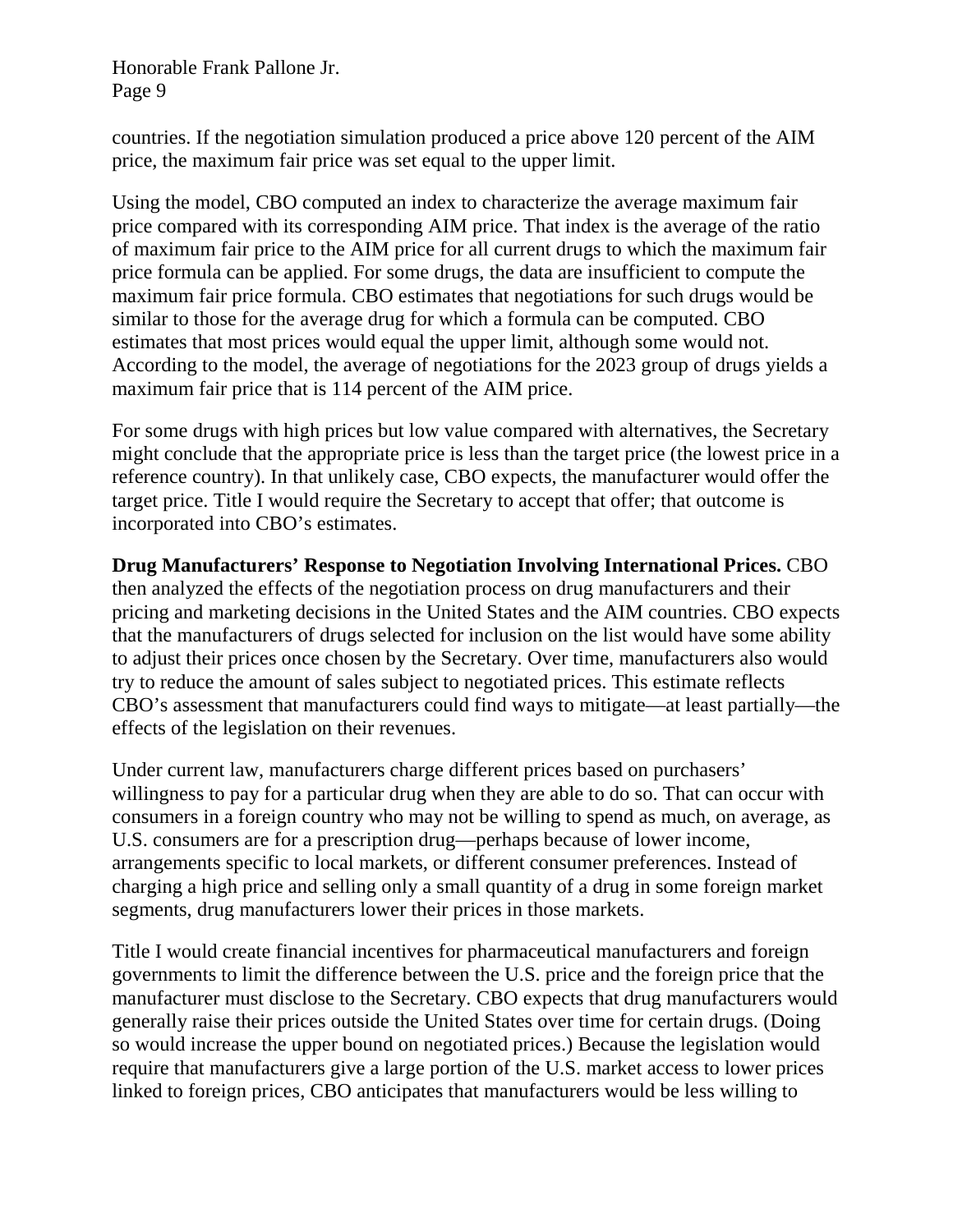countries. If the negotiation simulation produced a price above 120 percent of the AIM price, the maximum fair price was set equal to the upper limit.

Using the model, CBO computed an index to characterize the average maximum fair price compared with its corresponding AIM price. That index is the average of the ratio of maximum fair price to the AIM price for all current drugs to which the maximum fair price formula can be applied. For some drugs, the data are insufficient to compute the maximum fair price formula. CBO estimates that negotiations for such drugs would be similar to those for the average drug for which a formula can be computed. CBO estimates that most prices would equal the upper limit, although some would not. According to the model, the average of negotiations for the 2023 group of drugs yields a maximum fair price that is 114 percent of the AIM price.

For some drugs with high prices but low value compared with alternatives, the Secretary might conclude that the appropriate price is less than the target price (the lowest price in a reference country). In that unlikely case, CBO expects, the manufacturer would offer the target price. Title I would require the Secretary to accept that offer; that outcome is incorporated into CBO's estimates.

**Drug Manufacturers' Response to Negotiation Involving International Prices.** CBO then analyzed the effects of the negotiation process on drug manufacturers and their pricing and marketing decisions in the United States and the AIM countries. CBO expects that the manufacturers of drugs selected for inclusion on the list would have some ability to adjust their prices once chosen by the Secretary. Over time, manufacturers also would try to reduce the amount of sales subject to negotiated prices. This estimate reflects CBO's assessment that manufacturers could find ways to mitigate—at least partially—the effects of the legislation on their revenues.

Under current law, manufacturers charge different prices based on purchasers' willingness to pay for a particular drug when they are able to do so. That can occur with consumers in a foreign country who may not be willing to spend as much, on average, as U.S. consumers are for a prescription drug—perhaps because of lower income, arrangements specific to local markets, or different consumer preferences. Instead of charging a high price and selling only a small quantity of a drug in some foreign market segments, drug manufacturers lower their prices in those markets.

Title I would create financial incentives for pharmaceutical manufacturers and foreign governments to limit the difference between the U.S. price and the foreign price that the manufacturer must disclose to the Secretary. CBO expects that drug manufacturers would generally raise their prices outside the United States over time for certain drugs. (Doing so would increase the upper bound on negotiated prices.) Because the legislation would require that manufacturers give a large portion of the U.S. market access to lower prices linked to foreign prices, CBO anticipates that manufacturers would be less willing to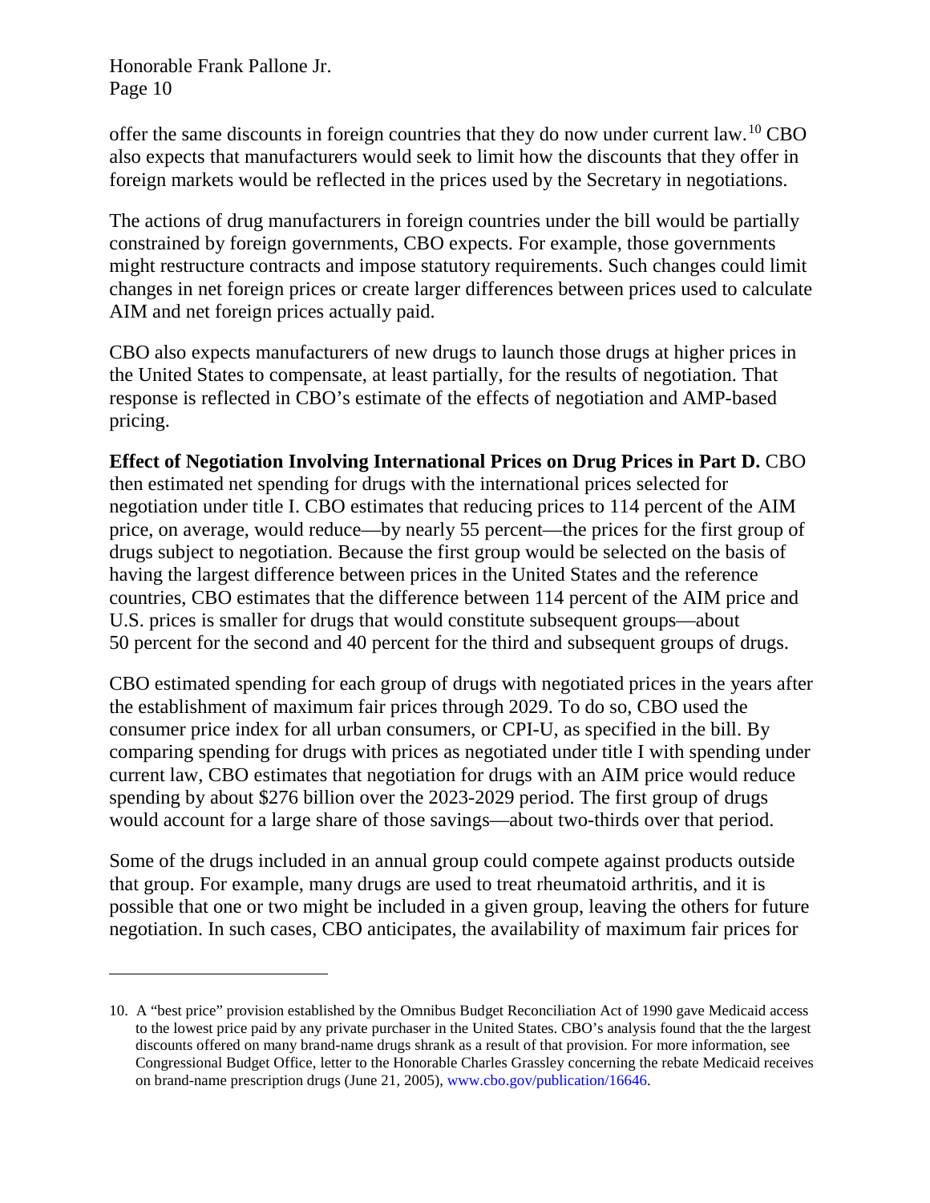offer the same discounts in foreign countries that they do now under current law.[10] CBO also expects that manufacturers would seek to limit how the discounts that they offer in foreign markets would be reflected in the prices used by the Secretary in negotiations.

The actions of drug manufacturers in foreign countries under the bill would be partially constrained by foreign governments, CBO expects. For example, those governments might restructure contracts and impose statutory requirements. Such changes could limit changes in net foreign prices or create larger differences between prices used to calculate AIM and net foreign prices actually paid.

CBO also expects manufacturers of new drugs to launch those drugs at higher prices in the United States to compensate, at least partially, for the results of negotiation. That response is reflected in CBO's estimate of the effects of negotiation and AMP-based pricing.

**Effect of Negotiation Involving International Prices on Drug Prices in Part D.** CBO then estimated net spending for drugs with the international prices selected for negotiation under title I. CBO estimates that reducing prices to 114 percent of the AIM price, on average, would reduce—by nearly 55 percent—the prices for the first group of drugs subject to negotiation. Because the first group would be selected on the basis of having the largest difference between prices in the United States and the reference countries, CBO estimates that the difference between 114 percent of the AIM price and U.S. prices is smaller for drugs that would constitute subsequent groups—about 50 percent for the second and 40 percent for the third and subsequent groups of drugs.

CBO estimated spending for each group of drugs with negotiated prices in the years after the establishment of maximum fair prices through 2029. To do so, CBO used the consumer price index for all urban consumers, or CPI-U, as specified in the bill. By comparing spending for drugs with prices as negotiated under title I with spending under current law, CBO estimates that negotiation for drugs with an AIM price would reduce spending by about $276 billion over the 2023-2029 period. The first group of drugs would account for a large share of those savings—about two-thirds over that period.

Some of the drugs included in an annual group could compete against products outside that group. For example, many drugs are used to treat rheumatoid arthritis, and it is possible that one or two might be included in a given group, leaving the others for future negotiation. In such cases, CBO anticipates, the availability of maximum fair prices for

---

10. A "best price" provision established by the Omnibus Budget Reconciliation Act of 1990 gave Medicaid access to the lowest price paid by any private purchaser in the United States. CBO's analysis found that the the largest discounts offered on many brand-name drugs shrank as a result of that provision. For more information, see Congressional Budget Office, letter to the Honorable Charles Grassley concerning the rebate Medicaid receives on brand-name prescription drugs (June 21, 2005), www.cbo.gov/publication/16646.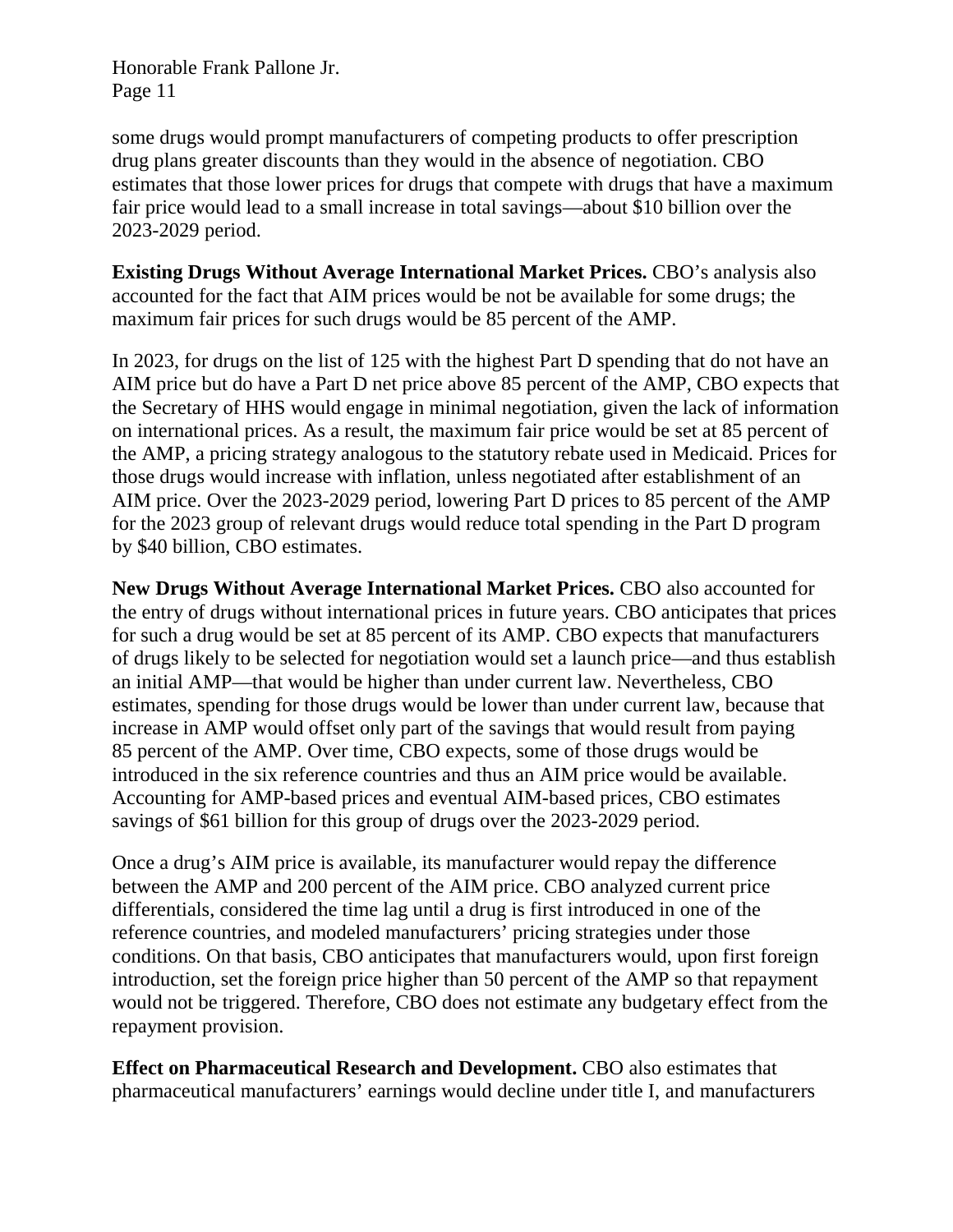some drugs would prompt manufacturers of competing products to offer prescription drug plans greater discounts than they would in the absence of negotiation. CBO estimates that those lower prices for drugs that compete with drugs that have a maximum fair price would lead to a small increase in total savings—about $10 billion over the 2023-2029 period.

**Existing Drugs Without Average International Market Prices.** CBO's analysis also accounted for the fact that AIM prices would be not be available for some drugs; the maximum fair prices for such drugs would be 85 percent of the AMP.

In 2023, for drugs on the list of 125 with the highest Part D spending that do not have an AIM price but do have a Part D net price above 85 percent of the AMP, CBO expects that the Secretary of HHS would engage in minimal negotiation, given the lack of information on international prices. As a result, the maximum fair price would be set at 85 percent of the AMP, a pricing strategy analogous to the statutory rebate used in Medicaid. Prices for those drugs would increase with inflation, unless negotiated after establishment of an AIM price. Over the 2023-2029 period, lowering Part D prices to 85 percent of the AMP for the 2023 group of relevant drugs would reduce total spending in the Part D program by $40 billion, CBO estimates.

**New Drugs Without Average International Market Prices.** CBO also accounted for the entry of drugs without international prices in future years. CBO anticipates that prices for such a drug would be set at 85 percent of its AMP. CBO expects that manufacturers of drugs likely to be selected for negotiation would set a launch price—and thus establish an initial AMP—that would be higher than under current law. Nevertheless, CBO estimates, spending for those drugs would be lower than under current law, because that increase in AMP would offset only part of the savings that would result from paying 85 percent of the AMP. Over time, CBO expects, some of those drugs would be introduced in the six reference countries and thus an AIM price would be available. Accounting for AMP-based prices and eventual AIM-based prices, CBO estimates savings of $61 billion for this group of drugs over the 2023-2029 period.

Once a drug's AIM price is available, its manufacturer would repay the difference between the AMP and 200 percent of the AIM price. CBO analyzed current price differentials, considered the time lag until a drug is first introduced in one of the reference countries, and modeled manufacturers' pricing strategies under those conditions. On that basis, CBO anticipates that manufacturers would, upon first foreign introduction, set the foreign price higher than 50 percent of the AMP so that repayment would not be triggered. Therefore, CBO does not estimate any budgetary effect from the repayment provision.

**Effect on Pharmaceutical Research and Development.** CBO also estimates that pharmaceutical manufacturers' earnings would decline under title I, and manufacturers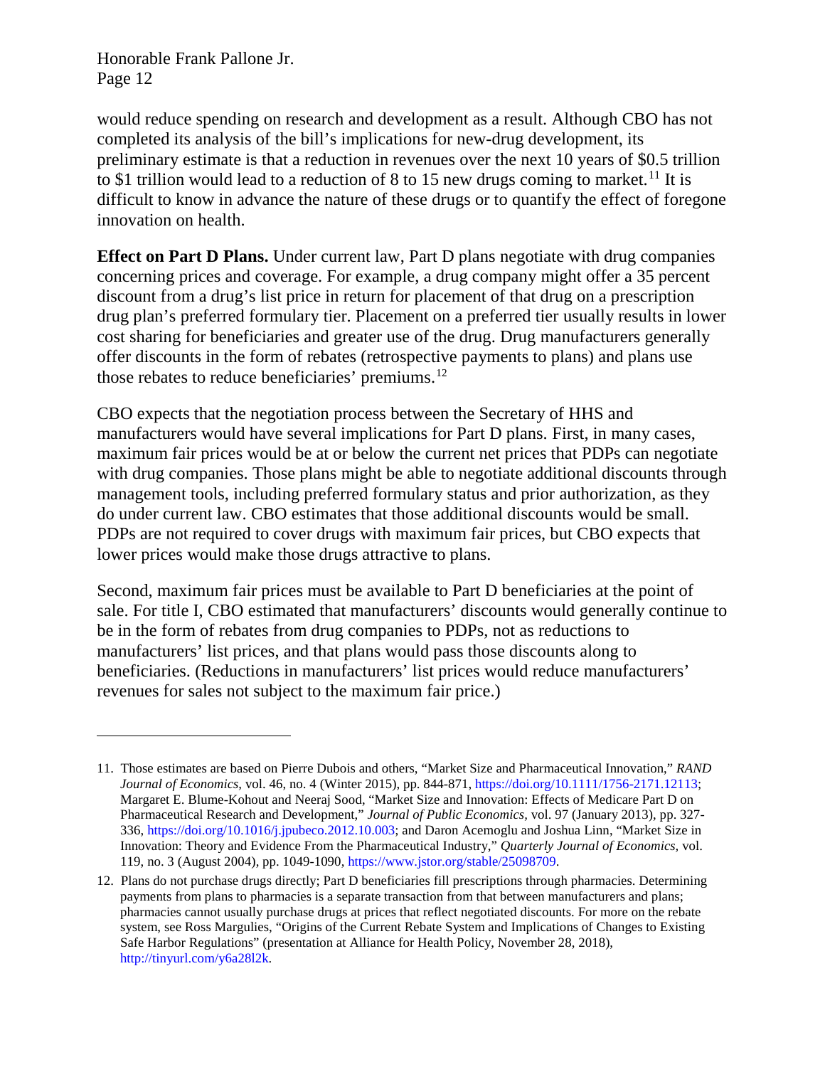would reduce spending on research and development as a result. Although CBO has not completed its analysis of the bill's implications for new-drug development, its preliminary estimate is that a reduction in revenues over the next 10 years of $0.5 trillion to $1 trillion would lead to a reduction of 8 to 15 new drugs coming to market.[11] It is difficult to know in advance the nature of these drugs or to quantify the effect of foregone innovation on health.

**Effect on Part D Plans.** Under current law, Part D plans negotiate with drug companies concerning prices and coverage. For example, a drug company might offer a 35 percent discount from a drug's list price in return for placement of that drug on a prescription drug plan's preferred formulary tier. Placement on a preferred tier usually results in lower cost sharing for beneficiaries and greater use of the drug. Drug manufacturers generally offer discounts in the form of rebates (retrospective payments to plans) and plans use those rebates to reduce beneficiaries' premiums.[12]

CBO expects that the negotiation process between the Secretary of HHS and manufacturers would have several implications for Part D plans. First, in many cases, maximum fair prices would be at or below the current net prices that PDPs can negotiate with drug companies. Those plans might be able to negotiate additional discounts through management tools, including preferred formulary status and prior authorization, as they do under current law. CBO estimates that those additional discounts would be small. PDPs are not required to cover drugs with maximum fair prices, but CBO expects that lower prices would make those drugs attractive to plans.

Second, maximum fair prices must be available to Part D beneficiaries at the point of sale. For title I, CBO estimated that manufacturers' discounts would generally continue to be in the form of rebates from drug companies to PDPs, not as reductions to manufacturers' list prices, and that plans would pass those discounts along to beneficiaries. (Reductions in manufacturers' list prices would reduce manufacturers' revenues for sales not subject to the maximum fair price.)

---

11. Those estimates are based on Pierre Dubois and others, "Market Size and Pharmaceutical Innovation," *RAND Journal of Economics*, vol. 46, no. 4 (Winter 2015), pp. 844-871, https://doi.org/10.1111/1756-2171.12113; Margaret E. Blume-Kohout and Neeraj Sood, "Market Size and Innovation: Effects of Medicare Part D on Pharmaceutical Research and Development," *Journal of Public Economics*, vol. 97 (January 2013), pp. 327-336, https://doi.org/10.1016/j.jpubeco.2012.10.003; and Daron Acemoglu and Joshua Linn, "Market Size in Innovation: Theory and Evidence From the Pharmaceutical Industry," *Quarterly Journal of Economics*, vol. 119, no. 3 (August 2004), pp. 1049-1090, https://www.jstor.org/stable/25098709.

12. Plans do not purchase drugs directly; Part D beneficiaries fill prescriptions through pharmacies. Determining payments from plans to pharmacies is a separate transaction from that between manufacturers and plans; pharmacies cannot usually purchase drugs at prices that reflect negotiated discounts. For more on the rebate system, see Ross Margulies, "Origins of the Current Rebate System and Implications of Changes to Existing Safe Harbor Regulations" (presentation at Alliance for Health Policy, November 28, 2018), http://tinyurl.com/y6a28l2k.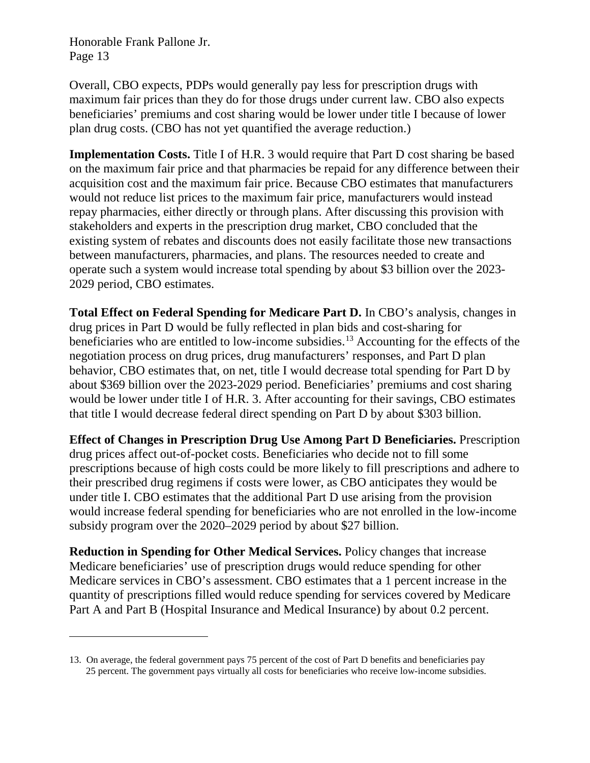Overall, CBO expects, PDPs would generally pay less for prescription drugs with maximum fair prices than they do for those drugs under current law. CBO also expects beneficiaries' premiums and cost sharing would be lower under title I because of lower plan drug costs. (CBO has not yet quantified the average reduction.)

**Implementation Costs.** Title I of H.R. 3 would require that Part D cost sharing be based on the maximum fair price and that pharmacies be repaid for any difference between their acquisition cost and the maximum fair price. Because CBO estimates that manufacturers would not reduce list prices to the maximum fair price, manufacturers would instead repay pharmacies, either directly or through plans. After discussing this provision with stakeholders and experts in the prescription drug market, CBO concluded that the existing system of rebates and discounts does not easily facilitate those new transactions between manufacturers, pharmacies, and plans. The resources needed to create and operate such a system would increase total spending by about $3 billion over the 2023-2029 period, CBO estimates.

**Total Effect on Federal Spending for Medicare Part D.** In CBO's analysis, changes in drug prices in Part D would be fully reflected in plan bids and cost-sharing for beneficiaries who are entitled to low-income subsidies.[13] Accounting for the effects of the negotiation process on drug prices, drug manufacturers' responses, and Part D plan behavior, CBO estimates that, on net, title I would decrease total spending for Part D by about $369 billion over the 2023-2029 period. Beneficiaries' premiums and cost sharing would be lower under title I of H.R. 3. After accounting for their savings, CBO estimates that title I would decrease federal direct spending on Part D by about $303 billion.

**Effect of Changes in Prescription Drug Use Among Part D Beneficiaries.** Prescription drug prices affect out-of-pocket costs. Beneficiaries who decide not to fill some prescriptions because of high costs could be more likely to fill prescriptions and adhere to their prescribed drug regimens if costs were lower, as CBO anticipates they would be under title I. CBO estimates that the additional Part D use arising from the provision would increase federal spending for beneficiaries who are not enrolled in the low-income subsidy program over the 2020–2029 period by about $27 billion.

**Reduction in Spending for Other Medical Services.** Policy changes that increase Medicare beneficiaries' use of prescription drugs would reduce spending for other Medicare services in CBO's assessment. CBO estimates that a 1 percent increase in the quantity of prescriptions filled would reduce spending for services covered by Medicare Part A and Part B (Hospital Insurance and Medical Insurance) by about 0.2 percent.

---

13. On average, the federal government pays 75 percent of the cost of Part D benefits and beneficiaries pay 25 percent. The government pays virtually all costs for beneficiaries who receive low-income subsidies.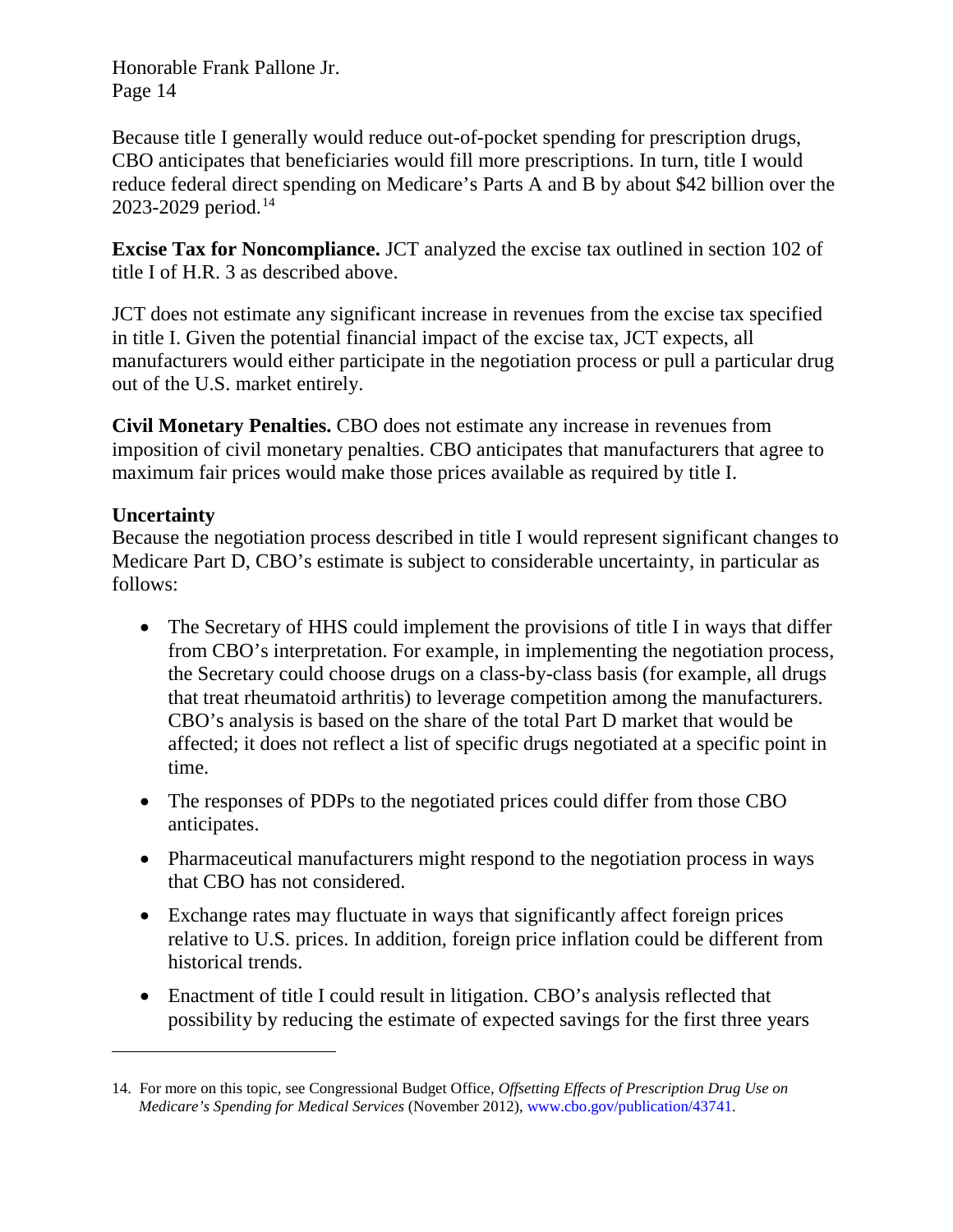Because title I generally would reduce out-of-pocket spending for prescription drugs, CBO anticipates that beneficiaries would fill more prescriptions. In turn, title I would reduce federal direct spending on Medicare's Parts A and B by about $42 billion over the 2023-2029 period.[14]

**Excise Tax for Noncompliance.** JCT analyzed the excise tax outlined in section 102 of title I of H.R. 3 as described above.

JCT does not estimate any significant increase in revenues from the excise tax specified in title I. Given the potential financial impact of the excise tax, JCT expects, all manufacturers would either participate in the negotiation process or pull a particular drug out of the U.S. market entirely.

**Civil Monetary Penalties.** CBO does not estimate any increase in revenues from imposition of civil monetary penalties. CBO anticipates that manufacturers that agree to maximum fair prices would make those prices available as required by title I.

### Uncertainty

Because the negotiation process described in title I would represent significant changes to Medicare Part D, CBO's estimate is subject to considerable uncertainty, in particular as follows:

- The Secretary of HHS could implement the provisions of title I in ways that differ from CBO's interpretation. For example, in implementing the negotiation process, the Secretary could choose drugs on a class-by-class basis (for example, all drugs that treat rheumatoid arthritis) to leverage competition among the manufacturers. CBO's analysis is based on the share of the total Part D market that would be affected; it does not reflect a list of specific drugs negotiated at a specific point in time.
- The responses of PDPs to the negotiated prices could differ from those CBO anticipates.
- Pharmaceutical manufacturers might respond to the negotiation process in ways that CBO has not considered.
- Exchange rates may fluctuate in ways that significantly affect foreign prices relative to U.S. prices. In addition, foreign price inflation could be different from historical trends.
- Enactment of title I could result in litigation. CBO's analysis reflected that possibility by reducing the estimate of expected savings for the first three years

---

14. For more on this topic, see Congressional Budget Office, *Offsetting Effects of Prescription Drug Use on Medicare's Spending for Medical Services* (November 2012), www.cbo.gov/publication/43741.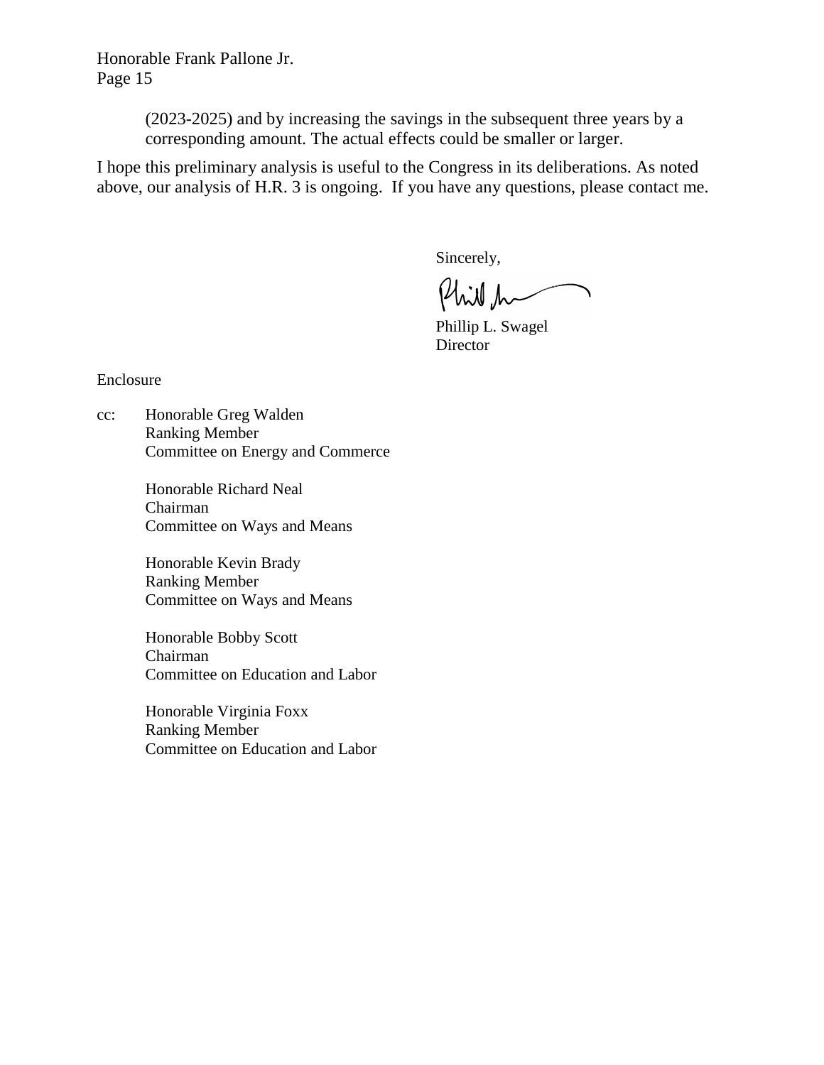(2023-2025) and by increasing the savings in the subsequent three years by a corresponding amount. The actual effects could be smaller or larger.

I hope this preliminary analysis is useful to the Congress in its deliberations. As noted above, our analysis of H.R. 3 is ongoing. If you have any questions, please contact me.

Sincerely,

Phillip L. Swagel
Director

Enclosure

cc: Honorable Greg Walden
Ranking Member
Committee on Energy and Commerce

Honorable Richard Neal
Chairman
Committee on Ways and Means

Honorable Kevin Brady
Ranking Member
Committee on Ways and Means

Honorable Bobby Scott
Chairman
Committee on Education and Labor

Honorable Virginia Foxx
Ranking Member
Committee on Education and Labor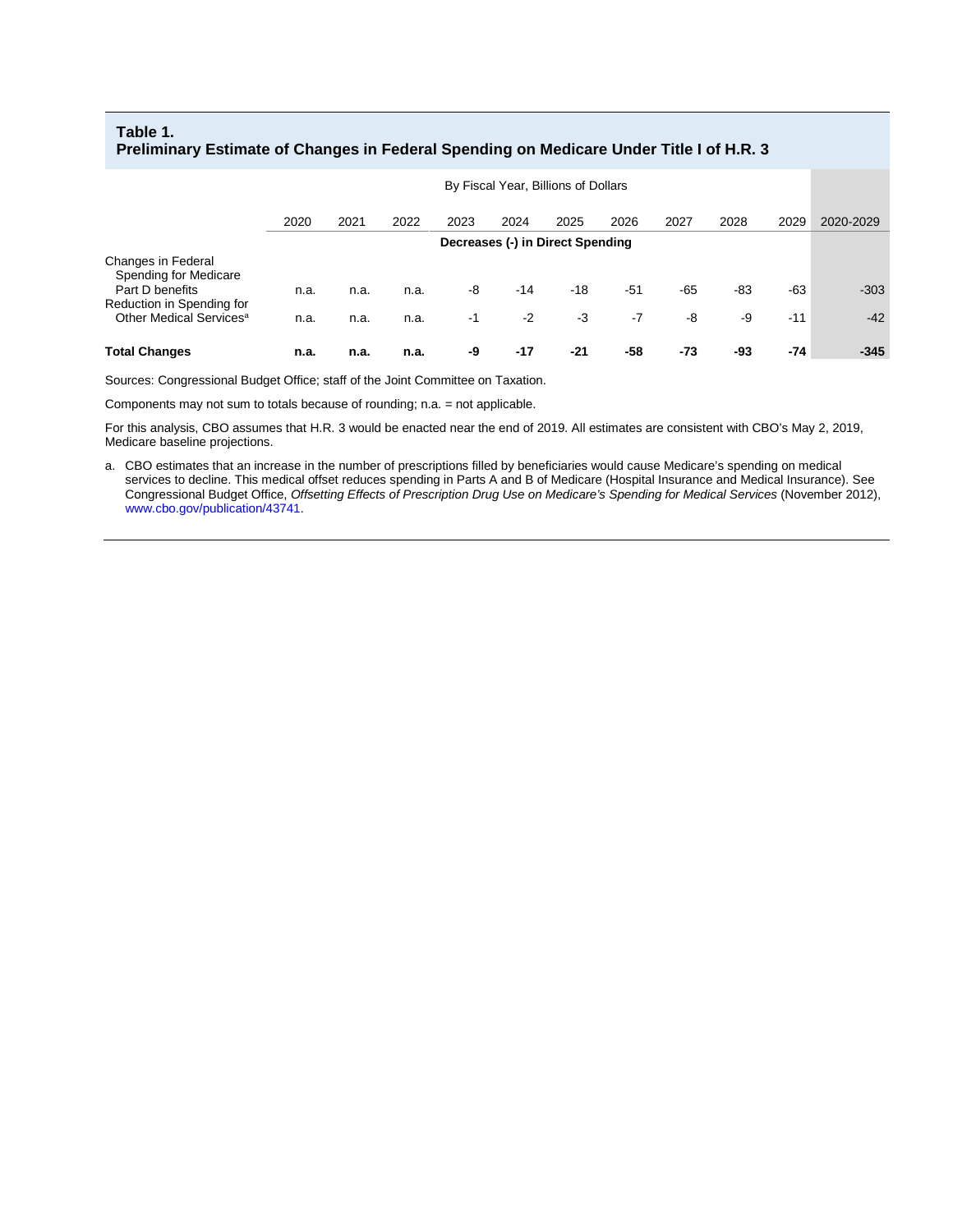**Table 1.**
**Preliminary Estimate of Changes in Federal Spending on Medicare Under Title I of H.R. 3**

| | By Fiscal Year, Billions of Dollars | | | | | | | | | | |
|---|---|---|---|---|---|---|---|---|---|---|---|
| | 2020 | 2021 | 2022 | 2023 | 2024 | 2025 | 2026 | 2027 | 2028 | 2029 | 2020-2029 |
| | **Decreases (-) in Direct Spending** | | | | | | | | | | |
| Changes in Federal Spending for Medicare Part D benefits | n.a. | n.a. | n.a. | -8 | -14 | -18 | -51 | -65 | -83 | -63 | -303 |
| Reduction in Spending for Other Medical Services[a] | n.a. | n.a. | n.a. | -1 | -2 | -3 | -7 | -8 | -9 | -11 | -42 |
| **Total Changes** | **n.a.** | **n.a.** | **n.a.** | **-9** | **-17** | **-21** | **-58** | **-73** | **-93** | **-74** | **-345** |

Sources: Congressional Budget Office; staff of the Joint Committee on Taxation.

Components may not sum to totals because of rounding; n.a. = not applicable.

For this analysis, CBO assumes that H.R. 3 would be enacted near the end of 2019. All estimates are consistent with CBO's May 2, 2019, Medicare baseline projections.

a. CBO estimates that an increase in the number of prescriptions filled by beneficiaries would cause Medicare's spending on medical services to decline. This medical offset reduces spending in Parts A and B of Medicare (Hospital Insurance and Medical Insurance). See Congressional Budget Office, *Offsetting Effects of Prescription Drug Use on Medicare's Spending for Medical Services* (November 2012), www.cbo.gov/publication/43741.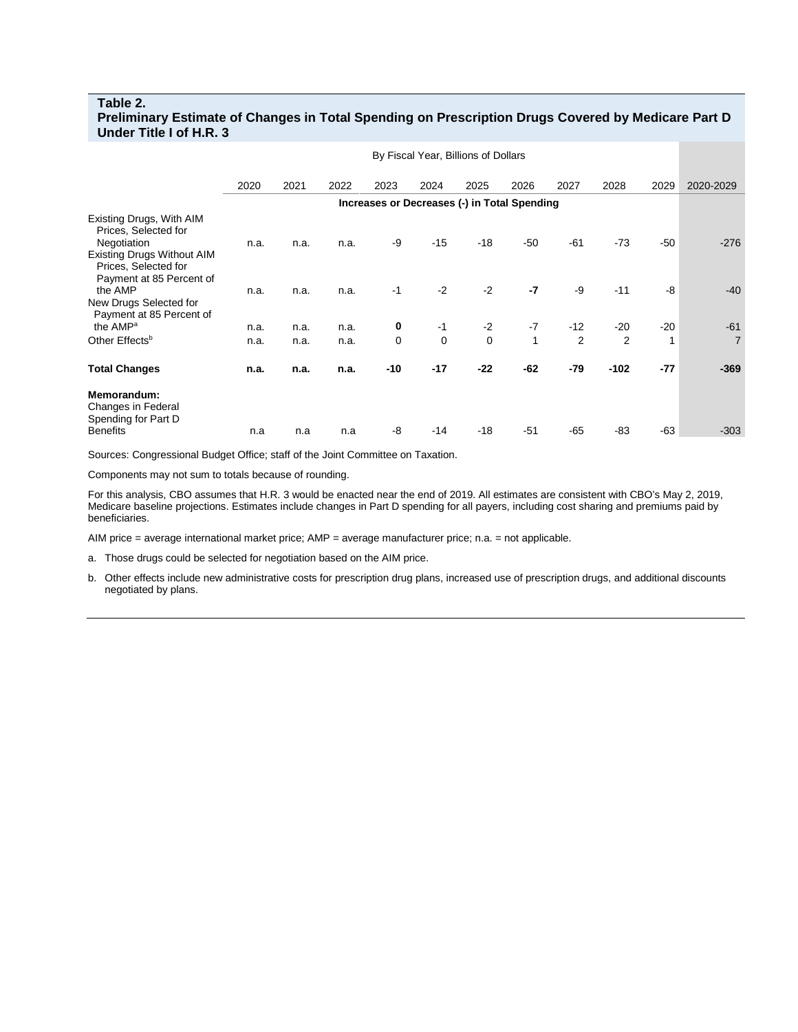**Table 2.**
**Preliminary Estimate of Changes in Total Spending on Prescription Drugs Covered by Medicare Part D Under Title I of H.R. 3**

| | By Fiscal Year, Billions of Dollars | | | | | | | | | | |
|---|---|---|---|---|---|---|---|---|---|---|---|
| | 2020 | 2021 | 2022 | 2023 | 2024 | 2025 | 2026 | 2027 | 2028 | 2029 | 2020-2029 |
| | Increases or Decreases (-) in Total Spending | | | | | | | | | | |
| Existing Drugs, With AIM Prices, Selected for Negotiation | n.a. | n.a. | n.a. | -9 | -15 | -18 | -50 | -61 | -73 | -50 | -276 |
| Existing Drugs Without AIM Prices, Selected for Payment at 85 Percent of the AMP | n.a. | n.a. | n.a. | -1 | -2 | -2 | **-7** | -9 | -11 | -8 | -40 |
| New Drugs Selected for Payment at 85 Percent of the AMP[a] | n.a. | n.a. | n.a. | **0** | -1 | -2 | -7 | -12 | -20 | -20 | -61 |
| Other Effects[b] | n.a. | n.a. | n.a. | 0 | 0 | 0 | 1 | 2 | 2 | 1 | 7 |
| **Total Changes** | **n.a.** | **n.a.** | **n.a.** | **-10** | **-17** | **-22** | **-62** | **-79** | **-102** | **-77** | **-369** |
| **Memorandum:** Changes in Federal Spending for Part D Benefits | n.a | n.a | n.a | -8 | -14 | -18 | -51 | -65 | -83 | -63 | -303 |

Sources: Congressional Budget Office; staff of the Joint Committee on Taxation.

Components may not sum to totals because of rounding.

For this analysis, CBO assumes that H.R. 3 would be enacted near the end of 2019. All estimates are consistent with CBO's May 2, 2019, Medicare baseline projections. Estimates include changes in Part D spending for all payers, including cost sharing and premiums paid by beneficiaries.

AIM price = average international market price; AMP = average manufacturer price; n.a. = not applicable.

a. Those drugs could be selected for negotiation based on the AIM price.

b. Other effects include new administrative costs for prescription drug plans, increased use of prescription drugs, and additional discounts negotiated by plans.